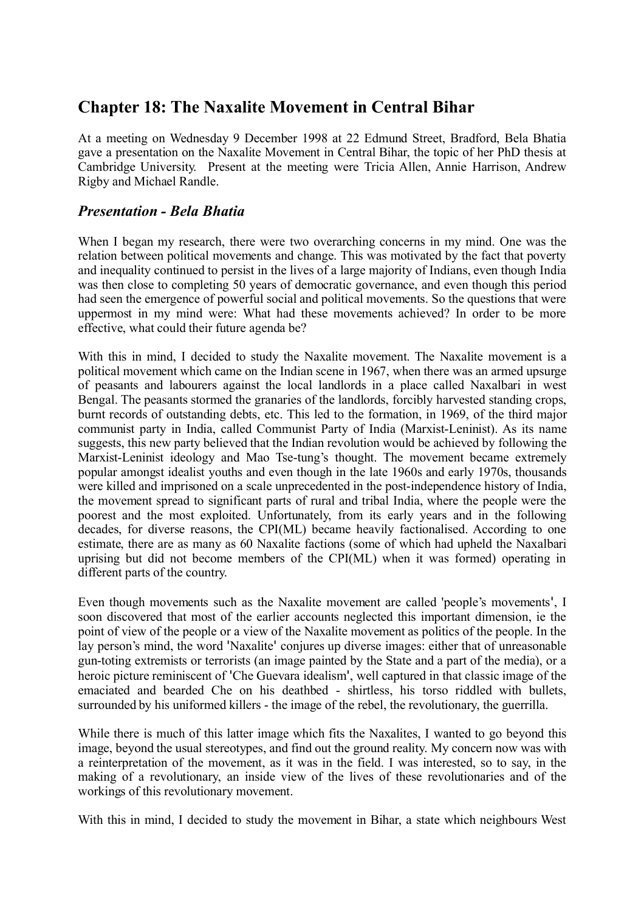# Chapter 18: The Naxalite Movement in Central Bihar

At a meeting on Wednesday 9 December 1998 at 22 Edmund Street, Bradford, Bela Bhatia gave a presentation on the Naxalite Movement in Central Bihar, the topic of her PhD thesis at Cambridge University. Present at the meeting were Tricia Allen, Annie Harrison, Andrew Rigby and Michael Randle.

## *Presentation - Bela Bhatia*

When I began my research, there were two overarching concerns in my mind. One was the relation between political movements and change. This was motivated by the fact that poverty and inequality continued to persist in the lives of a large majority of Indians, even though India was then close to completing 50 years of democratic governance, and even though this period had seen the emergence of powerful social and political movements. So the questions that were uppermost in my mind were: What had these movements achieved? In order to be more effective, what could their future agenda be?

With this in mind, I decided to study the Naxalite movement. The Naxalite movement is a political movement which came on the Indian scene in 1967, when there was an armed upsurge of peasants and labourers against the local landlords in a place called Naxalbari in west Bengal. The peasants stormed the granaries of the landlords, forcibly harvested standing crops, burnt records of outstanding debts, etc. This led to the formation, in 1969, of the third major communist party in India, called Communist Party of India (Marxist-Leninist). As its name suggests, this new party believed that the Indian revolution would be achieved by following the Marxist-Leninist ideology and Mao Tse-tung's thought. The movement became extremely popular amongst idealist youths and even though in the late 1960s and early 1970s, thousands were killed and imprisoned on a scale unprecedented in the post-independence history of India, the movement spread to significant parts of rural and tribal India, where the people were the poorest and the most exploited. Unfortunately, from its early years and in the following decades, for diverse reasons, the CPI(ML) became heavily factionalised. According to one estimate, there are as many as 60 Naxalite factions (some of which had upheld the Naxalbari uprising but did not become members of the CPI(ML) when it was formed) operating in different parts of the country.

Even though movements such as the Naxalite movement are called 'people's movements', I soon discovered that most of the earlier accounts neglected this important dimension, ie the point of view of the people or a view of the Naxalite movement as politics of the people. In the lay person's mind, the word 'Naxalite' conjures up diverse images: either that of unreasonable gun-toting extremists or terrorists (an image painted by the State and a part of the media), or a heroic picture reminiscent of 'Che Guevara idealism', well captured in that classic image of the emaciated and bearded Che on his deathbed - shirtless, his torso riddled with bullets, surrounded by his uniformed killers - the image of the rebel, the revolutionary, the guerrilla.

While there is much of this latter image which fits the Naxalites, I wanted to go beyond this image, beyond the usual stereotypes, and find out the ground reality. My concern now was with a reinterpretation of the movement, as it was in the field. I was interested, so to say, in the making of a revolutionary, an inside view of the lives of these revolutionaries and of the workings of this revolutionary movement.

With this in mind, I decided to study the movement in Bihar, a state which neighbours West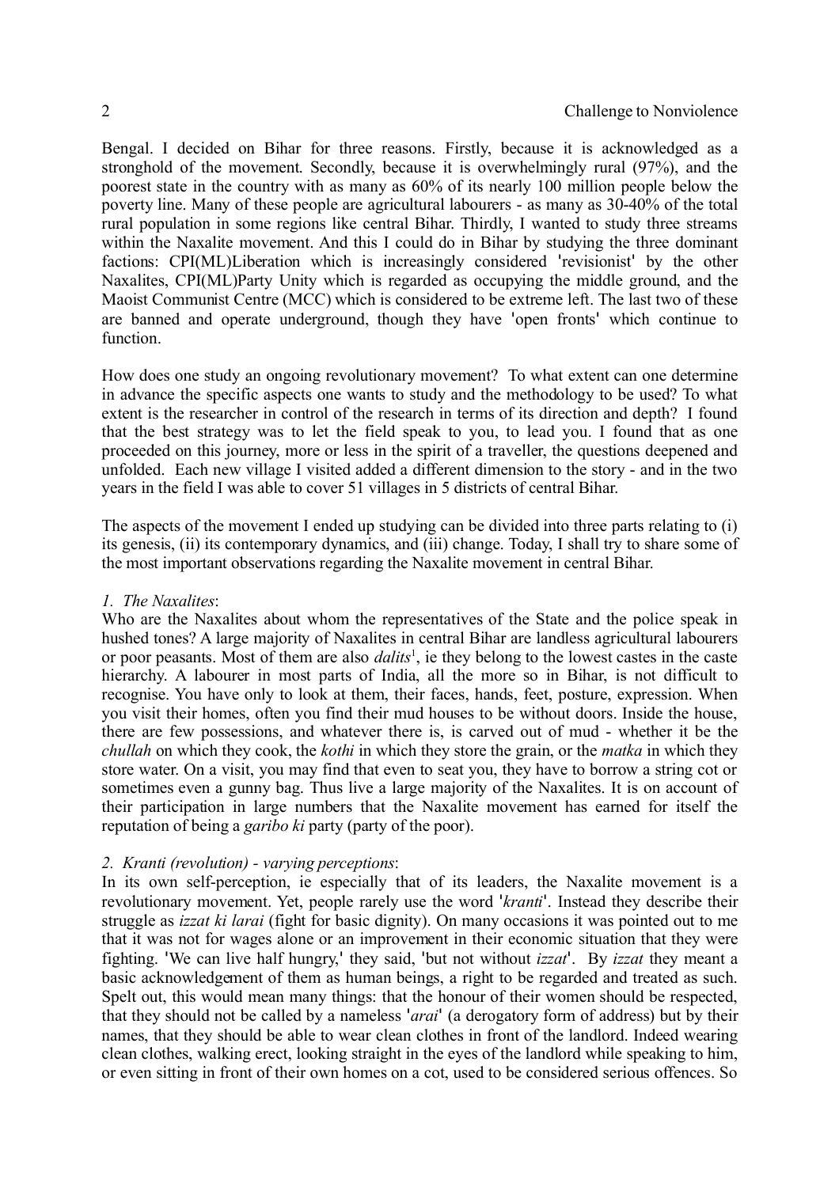Bengal. I decided on Bihar for three reasons. Firstly, because it is acknowledged as a stronghold of the movement. Secondly, because it is overwhelmingly rural (97%), and the poorest state in the country with as many as 60% of its nearly 100 million people below the poverty line. Many of these people are agricultural labourers - as many as 30-40% of the total rural population in some regions like central Bihar. Thirdly, I wanted to study three streams within the Naxalite movement. And this I could do in Bihar by studying the three dominant factions: CPI(ML)Liberation which is increasingly considered 'revisionist' by the other Naxalites, CPI(ML)Party Unity which is regarded as occupying the middle ground, and the Maoist Communist Centre (MCC) which is considered to be extreme left. The last two of these are banned and operate underground, though they have 'open fronts' which continue to function.

How does one study an ongoing revolutionary movement? To what extent can one determine in advance the specific aspects one wants to study and the methodology to be used? To what extent is the researcher in control of the research in terms of its direction and depth? I found that the best strategy was to let the field speak to you, to lead you. I found that as one proceeded on this journey, more or less in the spirit of a traveller, the questions deepened and unfolded. Each new village I visited added a different dimension to the story - and in the two years in the field I was able to cover 51 villages in 5 districts of central Bihar.

The aspects of the movement I ended up studying can be divided into three parts relating to (i) its genesis, (ii) its contemporary dynamics, and (iii) change. Today, I shall try to share some of the most important observations regarding the Naxalite movement in central Bihar.

*1. The Naxalites*:

Who are the Naxalites about whom the representatives of the State and the police speak in hushed tones? A large majority of Naxalites in central Bihar are landless agricultural labourers or poor peasants. Most of them are also *dalits*[1], ie they belong to the lowest castes in the caste hierarchy. A labourer in most parts of India, all the more so in Bihar, is not difficult to recognise. You have only to look at them, their faces, hands, feet, posture, expression. When you visit their homes, often you find their mud houses to be without doors. Inside the house, there are few possessions, and whatever there is, is carved out of mud - whether it be the *chullah* on which they cook, the *kothi* in which they store the grain, or the *matka* in which they store water. On a visit, you may find that even to seat you, they have to borrow a string cot or sometimes even a gunny bag. Thus live a large majority of the Naxalites. It is on account of their participation in large numbers that the Naxalite movement has earned for itself the reputation of being a *garibo ki* party (party of the poor).

*2. Kranti (revolution) - varying perceptions*:

In its own self-perception, ie especially that of its leaders, the Naxalite movement is a revolutionary movement. Yet, people rarely use the word '*kranti*'. Instead they describe their struggle as *izzat ki larai* (fight for basic dignity). On many occasions it was pointed out to me that it was not for wages alone or an improvement in their economic situation that they were fighting. 'We can live half hungry,' they said, 'but not without *izzat*'. By *izzat* they meant a basic acknowledgement of them as human beings, a right to be regarded and treated as such. Spelt out, this would mean many things: that the honour of their women should be respected, that they should not be called by a nameless '*arai*' (a derogatory form of address) but by their names, that they should be able to wear clean clothes in front of the landlord. Indeed wearing clean clothes, walking erect, looking straight in the eyes of the landlord while speaking to him, or even sitting in front of their own homes on a cot, used to be considered serious offences. So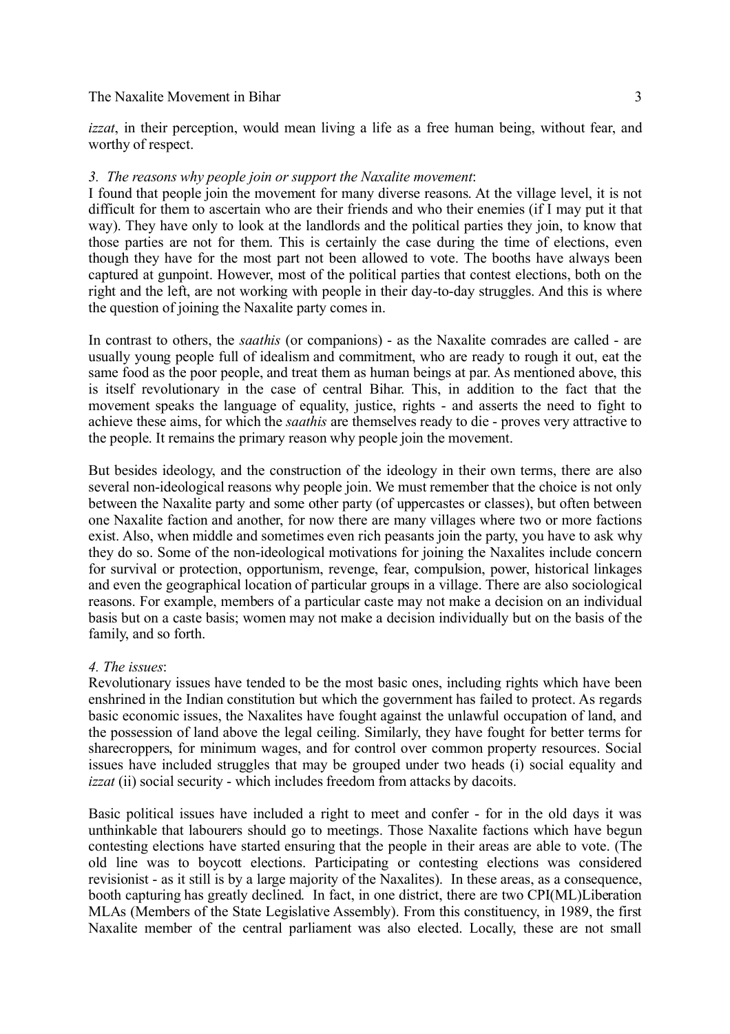*izzat*, in their perception, would mean living a life as a free human being, without fear, and worthy of respect.

*3. The reasons why people join or support the Naxalite movement*:

I found that people join the movement for many diverse reasons. At the village level, it is not difficult for them to ascertain who are their friends and who their enemies (if I may put it that way). They have only to look at the landlords and the political parties they join, to know that those parties are not for them. This is certainly the case during the time of elections, even though they have for the most part not been allowed to vote. The booths have always been captured at gunpoint. However, most of the political parties that contest elections, both on the right and the left, are not working with people in their day-to-day struggles. And this is where the question of joining the Naxalite party comes in.

In contrast to others, the *saathis* (or companions) - as the Naxalite comrades are called - are usually young people full of idealism and commitment, who are ready to rough it out, eat the same food as the poor people, and treat them as human beings at par. As mentioned above, this is itself revolutionary in the case of central Bihar. This, in addition to the fact that the movement speaks the language of equality, justice, rights - and asserts the need to fight to achieve these aims, for which the *saathis* are themselves ready to die - proves very attractive to the people. It remains the primary reason why people join the movement.

But besides ideology, and the construction of the ideology in their own terms, there are also several non-ideological reasons why people join. We must remember that the choice is not only between the Naxalite party and some other party (of uppercastes or classes), but often between one Naxalite faction and another, for now there are many villages where two or more factions exist. Also, when middle and sometimes even rich peasants join the party, you have to ask why they do so. Some of the non-ideological motivations for joining the Naxalites include concern for survival or protection, opportunism, revenge, fear, compulsion, power, historical linkages and even the geographical location of particular groups in a village. There are also sociological reasons. For example, members of a particular caste may not make a decision on an individual basis but on a caste basis; women may not make a decision individually but on the basis of the family, and so forth.

*4. The issues*:

Revolutionary issues have tended to be the most basic ones, including rights which have been enshrined in the Indian constitution but which the government has failed to protect. As regards basic economic issues, the Naxalites have fought against the unlawful occupation of land, and the possession of land above the legal ceiling. Similarly, they have fought for better terms for sharecroppers, for minimum wages, and for control over common property resources. Social issues have included struggles that may be grouped under two heads (i) social equality and *izzat* (ii) social security - which includes freedom from attacks by dacoits.

Basic political issues have included a right to meet and confer - for in the old days it was unthinkable that labourers should go to meetings. Those Naxalite factions which have begun contesting elections have started ensuring that the people in their areas are able to vote. (The old line was to boycott elections. Participating or contesting elections was considered revisionist - as it still is by a large majority of the Naxalites). In these areas, as a consequence, booth capturing has greatly declined. In fact, in one district, there are two CPI(ML)Liberation MLAs (Members of the State Legislative Assembly). From this constituency, in 1989, the first Naxalite member of the central parliament was also elected. Locally, these are not small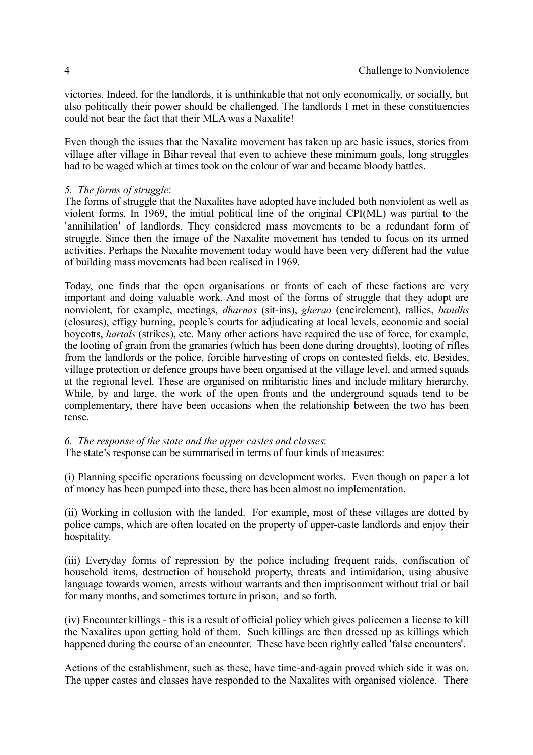victories. Indeed, for the landlords, it is unthinkable that not only economically, or socially, but also politically their power should be challenged. The landlords I met in these constituencies could not bear the fact that their MLA was a Naxalite!

Even though the issues that the Naxalite movement has taken up are basic issues, stories from village after village in Bihar reveal that even to achieve these minimum goals, long struggles had to be waged which at times took on the colour of war and became bloody battles.

*5. The forms of struggle*:
The forms of struggle that the Naxalites have adopted have included both nonviolent as well as violent forms. In 1969, the initial political line of the original CPI(ML) was partial to the 'annihilation' of landlords. They considered mass movements to be a redundant form of struggle. Since then the image of the Naxalite movement has tended to focus on its armed activities. Perhaps the Naxalite movement today would have been very different had the value of building mass movements had been realised in 1969.

Today, one finds that the open organisations or fronts of each of these factions are very important and doing valuable work. And most of the forms of struggle that they adopt are nonviolent, for example, meetings, *dharnas* (sit-ins), *gherao* (encirclement), rallies, *bandhs* (closures), effigy burning, people's courts for adjudicating at local levels, economic and social boycotts, *hartals* (strikes), etc. Many other actions have required the use of force, for example, the looting of grain from the granaries (which has been done during droughts), looting of rifles from the landlords or the police, forcible harvesting of crops on contested fields, etc. Besides, village protection or defence groups have been organised at the village level, and armed squads at the regional level. These are organised on militaristic lines and include military hierarchy. While, by and large, the work of the open fronts and the underground squads tend to be complementary, there have been occasions when the relationship between the two has been tense.

*6. The response of the state and the upper castes and classes*:
The state's response can be summarised in terms of four kinds of measures:

(i) Planning specific operations focussing on development works. Even though on paper a lot of money has been pumped into these, there has been almost no implementation.

(ii) Working in collusion with the landed. For example, most of these villages are dotted by police camps, which are often located on the property of upper-caste landlords and enjoy their hospitality.

(iii) Everyday forms of repression by the police including frequent raids, confiscation of household items, destruction of household property, threats and intimidation, using abusive language towards women, arrests without warrants and then imprisonment without trial or bail for many months, and sometimes torture in prison, and so forth.

(iv) Encounter killings - this is a result of official policy which gives policemen a license to kill the Naxalites upon getting hold of them. Such killings are then dressed up as killings which happened during the course of an encounter. These have been rightly called 'false encounters'.

Actions of the establishment, such as these, have time-and-again proved which side it was on. The upper castes and classes have responded to the Naxalites with organised violence. There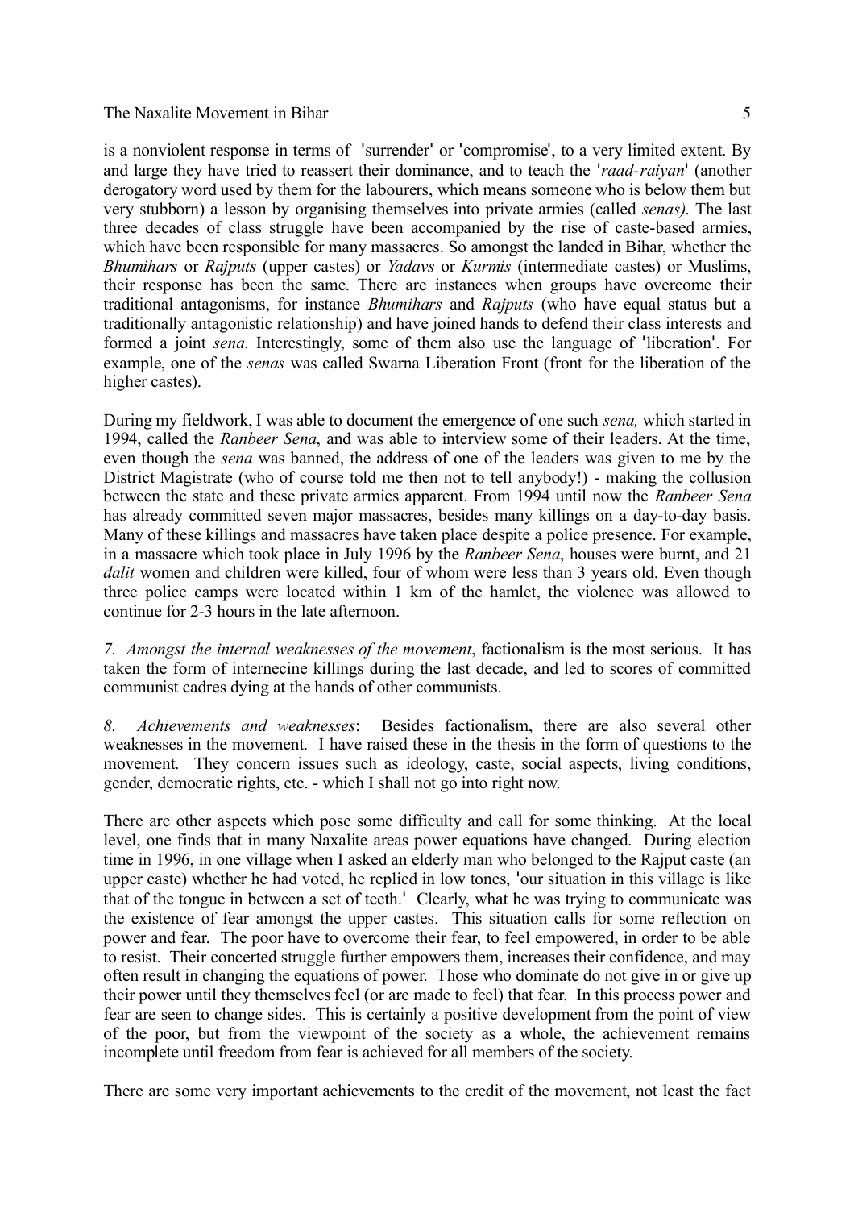is a nonviolent response in terms of 'surrender' or 'compromise', to a very limited extent. By and large they have tried to reassert their dominance, and to teach the '*raad-raiyan*' (another derogatory word used by them for the labourers, which means someone who is below them but very stubborn) a lesson by organising themselves into private armies (called *senas)*. The last three decades of class struggle have been accompanied by the rise of caste-based armies, which have been responsible for many massacres. So amongst the landed in Bihar, whether the *Bhumihars* or *Rajputs* (upper castes) or *Yadavs* or *Kurmis* (intermediate castes) or Muslims, their response has been the same. There are instances when groups have overcome their traditional antagonisms, for instance *Bhumihars* and *Rajputs* (who have equal status but a traditionally antagonistic relationship) and have joined hands to defend their class interests and formed a joint *sena*. Interestingly, some of them also use the language of 'liberation'. For example, one of the *senas* was called Swarna Liberation Front (front for the liberation of the higher castes).

During my fieldwork, I was able to document the emergence of one such *sena,* which started in 1994, called the *Ranbeer Sena*, and was able to interview some of their leaders. At the time, even though the *sena* was banned, the address of one of the leaders was given to me by the District Magistrate (who of course told me then not to tell anybody!) - making the collusion between the state and these private armies apparent. From 1994 until now the *Ranbeer Sena* has already committed seven major massacres, besides many killings on a day-to-day basis. Many of these killings and massacres have taken place despite a police presence. For example, in a massacre which took place in July 1996 by the *Ranbeer Sena*, houses were burnt, and 21 *dalit* women and children were killed, four of whom were less than 3 years old. Even though three police camps were located within 1 km of the hamlet, the violence was allowed to continue for 2-3 hours in the late afternoon.

*7. Amongst the internal weaknesses of the movement*, factionalism is the most serious. It has taken the form of internecine killings during the last decade, and led to scores of committed communist cadres dying at the hands of other communists.

*8. Achievements and weaknesses*: Besides factionalism, there are also several other weaknesses in the movement. I have raised these in the thesis in the form of questions to the movement. They concern issues such as ideology, caste, social aspects, living conditions, gender, democratic rights, etc. - which I shall not go into right now.

There are other aspects which pose some difficulty and call for some thinking. At the local level, one finds that in many Naxalite areas power equations have changed. During election time in 1996, in one village when I asked an elderly man who belonged to the Rajput caste (an upper caste) whether he had voted, he replied in low tones, 'our situation in this village is like that of the tongue in between a set of teeth.' Clearly, what he was trying to communicate was the existence of fear amongst the upper castes. This situation calls for some reflection on power and fear. The poor have to overcome their fear, to feel empowered, in order to be able to resist. Their concerted struggle further empowers them, increases their confidence, and may often result in changing the equations of power. Those who dominate do not give in or give up their power until they themselves feel (or are made to feel) that fear. In this process power and fear are seen to change sides. This is certainly a positive development from the point of view of the poor, but from the viewpoint of the society as a whole, the achievement remains incomplete until freedom from fear is achieved for all members of the society.

There are some very important achievements to the credit of the movement, not least the fact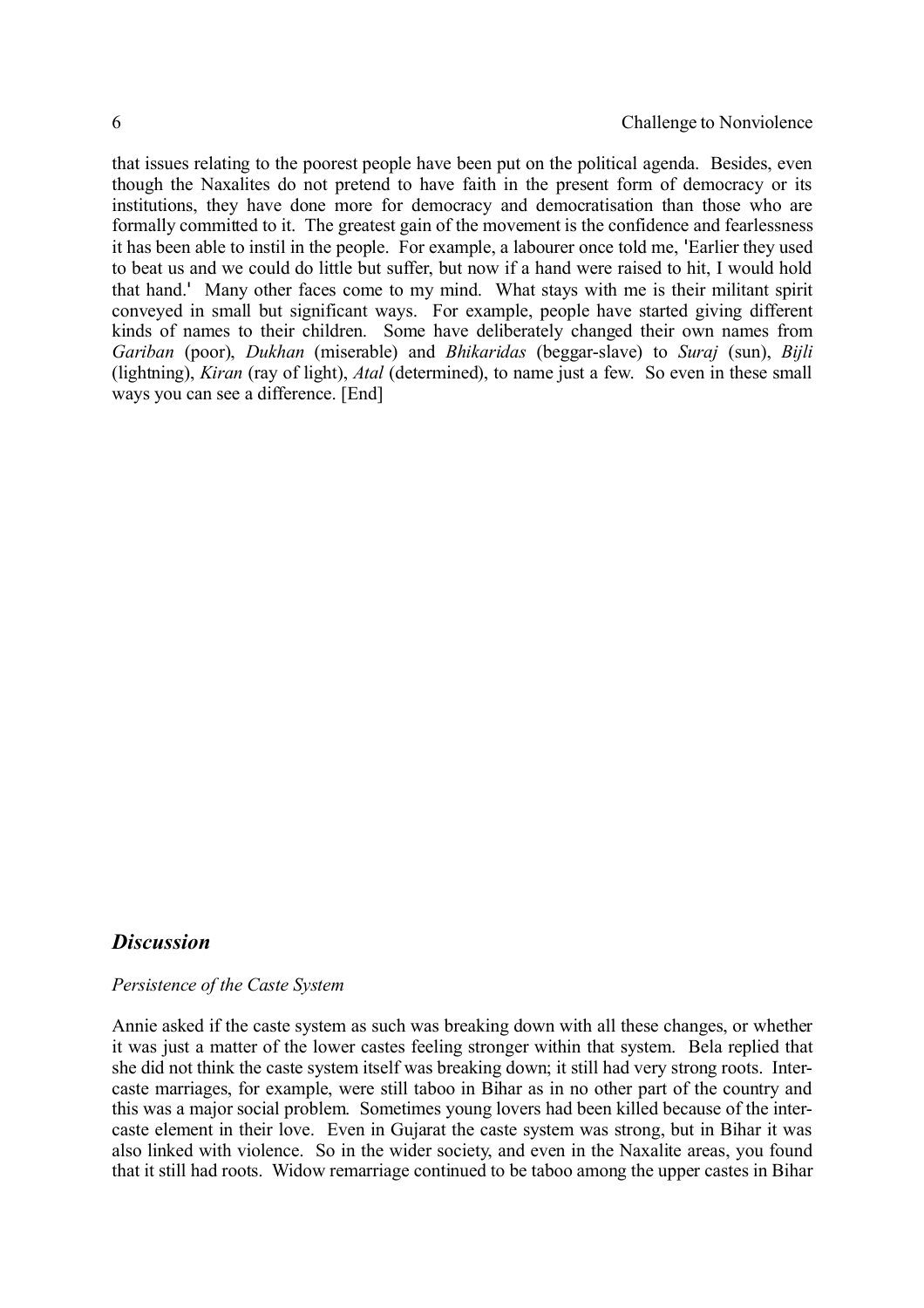that issues relating to the poorest people have been put on the political agenda. Besides, even though the Naxalites do not pretend to have faith in the present form of democracy or its institutions, they have done more for democracy and democratisation than those who are formally committed to it. The greatest gain of the movement is the confidence and fearlessness it has been able to instil in the people. For example, a labourer once told me, 'Earlier they used to beat us and we could do little but suffer, but now if a hand were raised to hit, I would hold that hand.' Many other faces come to my mind. What stays with me is their militant spirit conveyed in small but significant ways. For example, people have started giving different kinds of names to their children. Some have deliberately changed their own names from *Gariban* (poor), *Dukhan* (miserable) and *Bhikaridas* (beggar-slave) to *Suraj* (sun), *Bijli* (lightning), *Kiran* (ray of light), *Atal* (determined), to name just a few. So even in these small ways you can see a difference. [End]

## *Discussion*

*Persistence of the Caste System*

Annie asked if the caste system as such was breaking down with all these changes, or whether it was just a matter of the lower castes feeling stronger within that system. Bela replied that she did not think the caste system itself was breaking down; it still had very strong roots. Inter-caste marriages, for example, were still taboo in Bihar as in no other part of the country and this was a major social problem. Sometimes young lovers had been killed because of the inter-caste element in their love. Even in Gujarat the caste system was strong, but in Bihar it was also linked with violence. So in the wider society, and even in the Naxalite areas, you found that it still had roots. Widow remarriage continued to be taboo among the upper castes in Bihar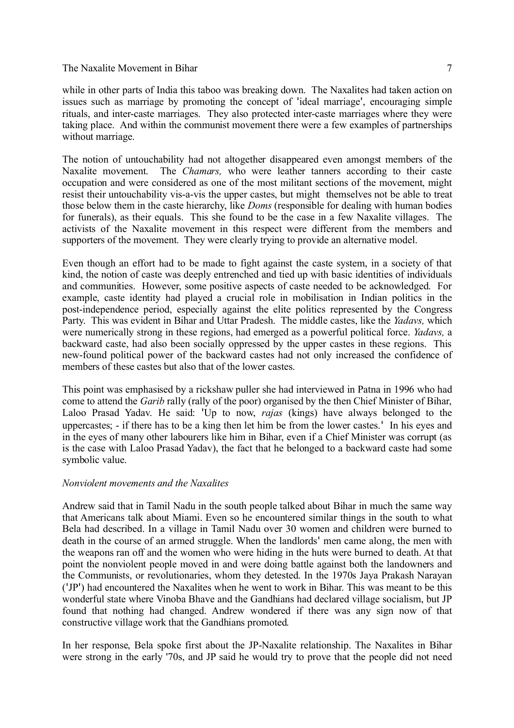while in other parts of India this taboo was breaking down. The Naxalites had taken action on issues such as marriage by promoting the concept of 'ideal marriage', encouraging simple rituals, and inter-caste marriages. They also protected inter-caste marriages where they were taking place. And within the communist movement there were a few examples of partnerships without marriage.

The notion of untouchability had not altogether disappeared even amongst members of the Naxalite movement. The *Chamars,* who were leather tanners according to their caste occupation and were considered as one of the most militant sections of the movement, might resist their untouchability vis-a-vis the upper castes, but might themselves not be able to treat those below them in the caste hierarchy, like *Doms* (responsible for dealing with human bodies for funerals), as their equals. This she found to be the case in a few Naxalite villages. The activists of the Naxalite movement in this respect were different from the members and supporters of the movement. They were clearly trying to provide an alternative model.

Even though an effort had to be made to fight against the caste system, in a society of that kind, the notion of caste was deeply entrenched and tied up with basic identities of individuals and communities. However, some positive aspects of caste needed to be acknowledged. For example, caste identity had played a crucial role in mobilisation in Indian politics in the post-independence period, especially against the elite politics represented by the Congress Party. This was evident in Bihar and Uttar Pradesh. The middle castes, like the *Yadavs,* which were numerically strong in these regions, had emerged as a powerful political force. *Yadavs,* a backward caste, had also been socially oppressed by the upper castes in these regions. This new-found political power of the backward castes had not only increased the confidence of members of these castes but also that of the lower castes.

This point was emphasised by a rickshaw puller she had interviewed in Patna in 1996 who had come to attend the *Garib* rally (rally of the poor) organised by the then Chief Minister of Bihar, Laloo Prasad Yadav. He said: 'Up to now, *rajas* (kings) have always belonged to the uppercastes; - if there has to be a king then let him be from the lower castes.' In his eyes and in the eyes of many other labourers like him in Bihar, even if a Chief Minister was corrupt (as is the case with Laloo Prasad Yadav), the fact that he belonged to a backward caste had some symbolic value.

### *Nonviolent movements and the Naxalites*

Andrew said that in Tamil Nadu in the south people talked about Bihar in much the same way that Americans talk about Miami. Even so he encountered similar things in the south to what Bela had described. In a village in Tamil Nadu over 30 women and children were burned to death in the course of an armed struggle. When the landlords' men came along, the men with the weapons ran off and the women who were hiding in the huts were burned to death. At that point the nonviolent people moved in and were doing battle against both the landowners and the Communists, or revolutionaries, whom they detested. In the 1970s Jaya Prakash Narayan ('JP') had encountered the Naxalites when he went to work in Bihar. This was meant to be this wonderful state where Vinoba Bhave and the Gandhians had declared village socialism, but JP found that nothing had changed. Andrew wondered if there was any sign now of that constructive village work that the Gandhians promoted.

In her response, Bela spoke first about the JP-Naxalite relationship. The Naxalites in Bihar were strong in the early '70s, and JP said he would try to prove that the people did not need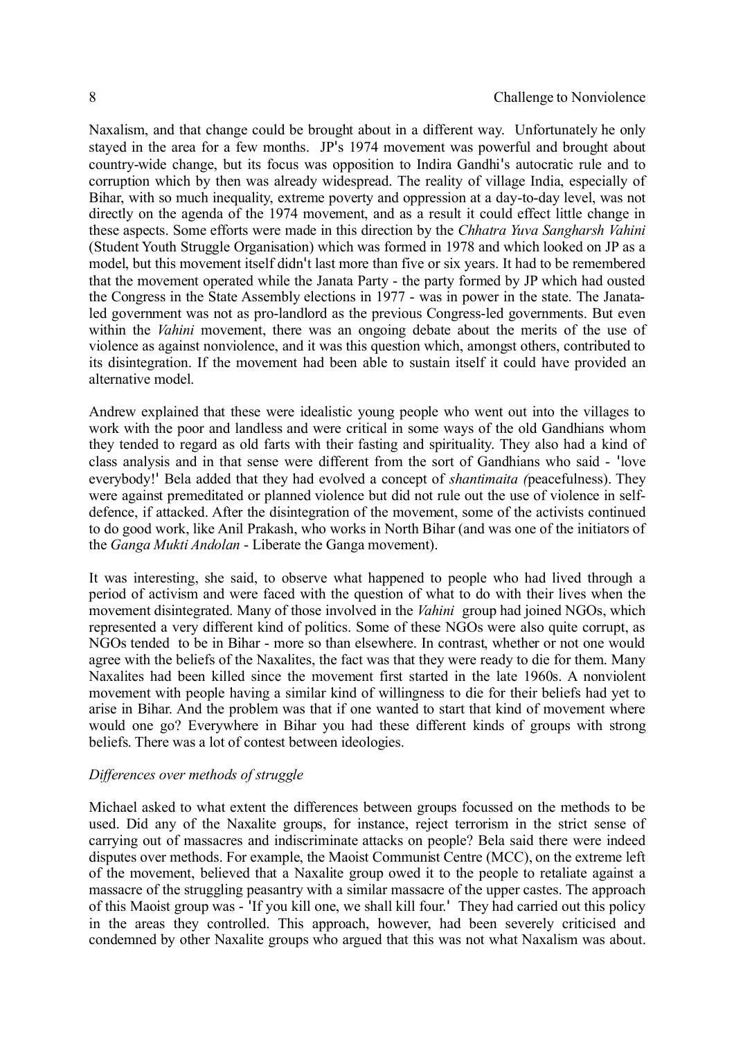Naxalism, and that change could be brought about in a different way. Unfortunately he only stayed in the area for a few months. JP's 1974 movement was powerful and brought about country-wide change, but its focus was opposition to Indira Gandhi's autocratic rule and to corruption which by then was already widespread. The reality of village India, especially of Bihar, with so much inequality, extreme poverty and oppression at a day-to-day level, was not directly on the agenda of the 1974 movement, and as a result it could effect little change in these aspects. Some efforts were made in this direction by the *Chhatra Yuva Sangharsh Vahini* (Student Youth Struggle Organisation) which was formed in 1978 and which looked on JP as a model, but this movement itself didn't last more than five or six years. It had to be remembered that the movement operated while the Janata Party - the party formed by JP which had ousted the Congress in the State Assembly elections in 1977 - was in power in the state. The Janata-led government was not as pro-landlord as the previous Congress-led governments. But even within the *Vahini* movement, there was an ongoing debate about the merits of the use of violence as against nonviolence, and it was this question which, amongst others, contributed to its disintegration. If the movement had been able to sustain itself it could have provided an alternative model.

Andrew explained that these were idealistic young people who went out into the villages to work with the poor and landless and were critical in some ways of the old Gandhians whom they tended to regard as old farts with their fasting and spirituality. They also had a kind of class analysis and in that sense were different from the sort of Gandhians who said - 'love everybody!' Bela added that they had evolved a concept of *shantimaita (*peacefulness). They were against premeditated or planned violence but did not rule out the use of violence in self-defence, if attacked. After the disintegration of the movement, some of the activists continued to do good work, like Anil Prakash, who works in North Bihar (and was one of the initiators of the *Ganga Mukti Andolan* - Liberate the Ganga movement).

It was interesting, she said, to observe what happened to people who had lived through a period of activism and were faced with the question of what to do with their lives when the movement disintegrated. Many of those involved in the *Vahini* group had joined NGOs, which represented a very different kind of politics. Some of these NGOs were also quite corrupt, as NGOs tended to be in Bihar - more so than elsewhere. In contrast, whether or not one would agree with the beliefs of the Naxalites, the fact was that they were ready to die for them. Many Naxalites had been killed since the movement first started in the late 1960s. A nonviolent movement with people having a similar kind of willingness to die for their beliefs had yet to arise in Bihar. And the problem was that if one wanted to start that kind of movement where would one go? Everywhere in Bihar you had these different kinds of groups with strong beliefs. There was a lot of contest between ideologies.

*Differences over methods of struggle*

Michael asked to what extent the differences between groups focussed on the methods to be used. Did any of the Naxalite groups, for instance, reject terrorism in the strict sense of carrying out of massacres and indiscriminate attacks on people? Bela said there were indeed disputes over methods. For example, the Maoist Communist Centre (MCC), on the extreme left of the movement, believed that a Naxalite group owed it to the people to retaliate against a massacre of the struggling peasantry with a similar massacre of the upper castes. The approach of this Maoist group was - 'If you kill one, we shall kill four.' They had carried out this policy in the areas they controlled. This approach, however, had been severely criticised and condemned by other Naxalite groups who argued that this was not what Naxalism was about.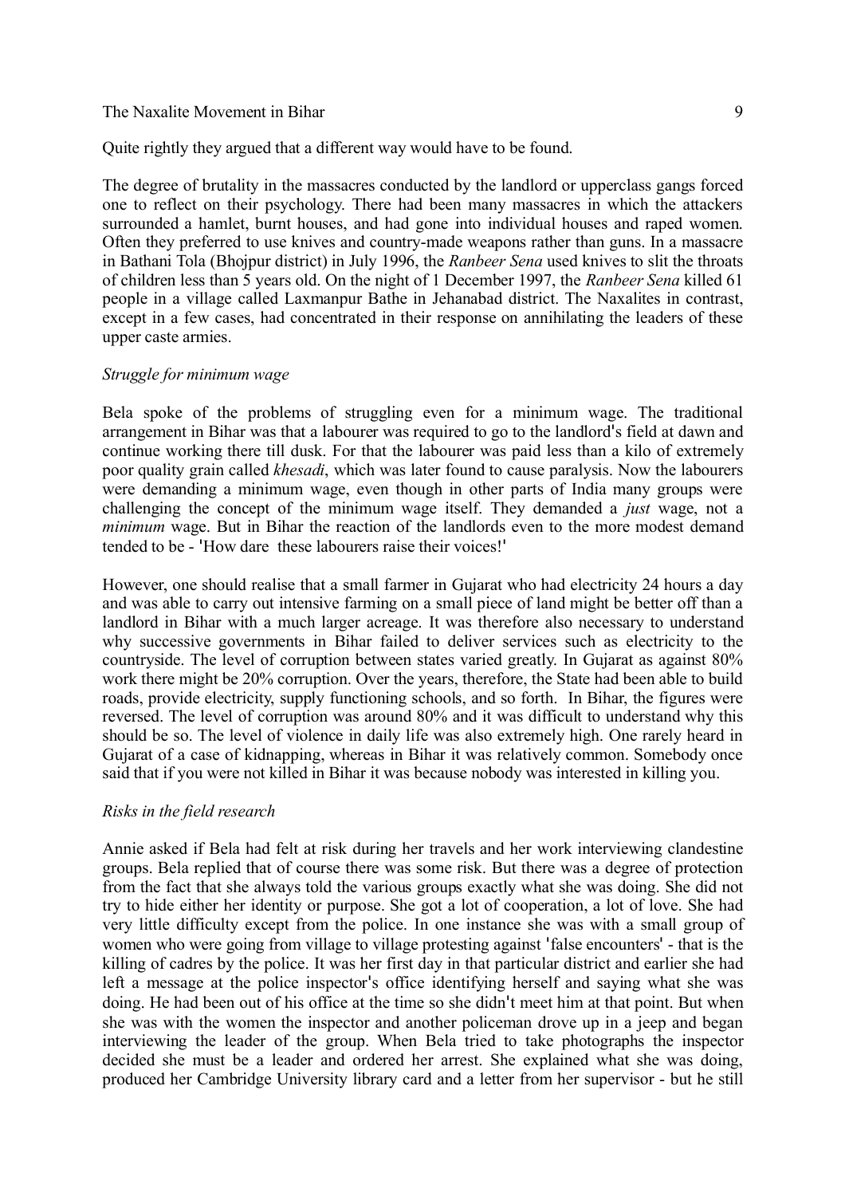Quite rightly they argued that a different way would have to be found.

The degree of brutality in the massacres conducted by the landlord or upperclass gangs forced one to reflect on their psychology. There had been many massacres in which the attackers surrounded a hamlet, burnt houses, and had gone into individual houses and raped women. Often they preferred to use knives and country-made weapons rather than guns. In a massacre in Bathani Tola (Bhojpur district) in July 1996, the *Ranbeer Sena* used knives to slit the throats of children less than 5 years old. On the night of 1 December 1997, the *Ranbeer Sena* killed 61 people in a village called Laxmanpur Bathe in Jehanabad district. The Naxalites in contrast, except in a few cases, had concentrated in their response on annihilating the leaders of these upper caste armies.

### *Struggle for minimum wage*

Bela spoke of the problems of struggling even for a minimum wage. The traditional arrangement in Bihar was that a labourer was required to go to the landlord's field at dawn and continue working there till dusk. For that the labourer was paid less than a kilo of extremely poor quality grain called *khesadi*, which was later found to cause paralysis. Now the labourers were demanding a minimum wage, even though in other parts of India many groups were challenging the concept of the minimum wage itself. They demanded a *just* wage, not a *minimum* wage. But in Bihar the reaction of the landlords even to the more modest demand tended to be - 'How dare these labourers raise their voices!'

However, one should realise that a small farmer in Gujarat who had electricity 24 hours a day and was able to carry out intensive farming on a small piece of land might be better off than a landlord in Bihar with a much larger acreage. It was therefore also necessary to understand why successive governments in Bihar failed to deliver services such as electricity to the countryside. The level of corruption between states varied greatly. In Gujarat as against 80% work there might be 20% corruption. Over the years, therefore, the State had been able to build roads, provide electricity, supply functioning schools, and so forth. In Bihar, the figures were reversed. The level of corruption was around 80% and it was difficult to understand why this should be so. The level of violence in daily life was also extremely high. One rarely heard in Gujarat of a case of kidnapping, whereas in Bihar it was relatively common. Somebody once said that if you were not killed in Bihar it was because nobody was interested in killing you.

### *Risks in the field research*

Annie asked if Bela had felt at risk during her travels and her work interviewing clandestine groups. Bela replied that of course there was some risk. But there was a degree of protection from the fact that she always told the various groups exactly what she was doing. She did not try to hide either her identity or purpose. She got a lot of cooperation, a lot of love. She had very little difficulty except from the police. In one instance she was with a small group of women who were going from village to village protesting against 'false encounters' - that is the killing of cadres by the police. It was her first day in that particular district and earlier she had left a message at the police inspector's office identifying herself and saying what she was doing. He had been out of his office at the time so she didn't meet him at that point. But when she was with the women the inspector and another policeman drove up in a jeep and began interviewing the leader of the group. When Bela tried to take photographs the inspector decided she must be a leader and ordered her arrest. She explained what she was doing, produced her Cambridge University library card and a letter from her supervisor - but he still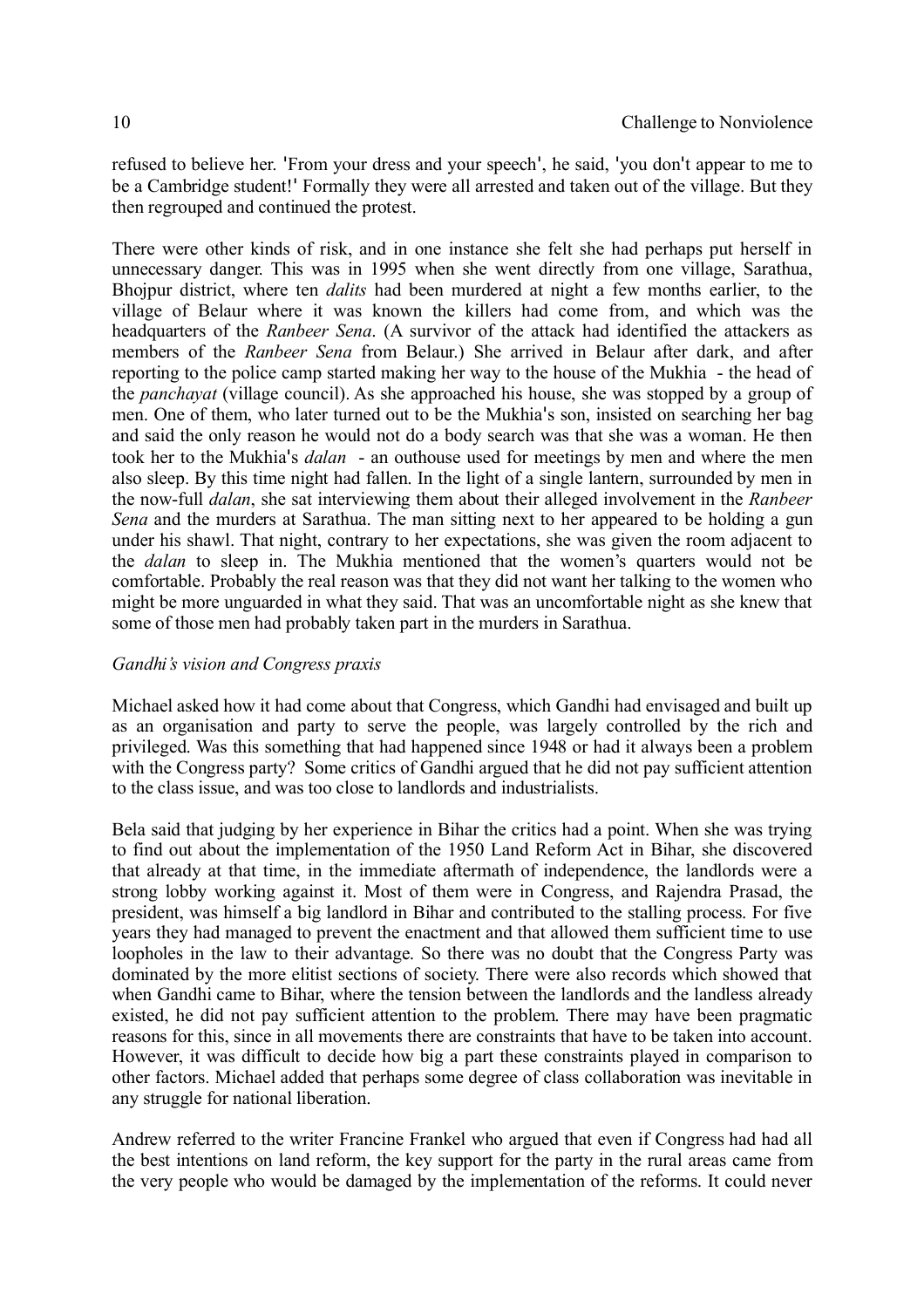refused to believe her. 'From your dress and your speech', he said, 'you don't appear to me to be a Cambridge student!' Formally they were all arrested and taken out of the village. But they then regrouped and continued the protest.

There were other kinds of risk, and in one instance she felt she had perhaps put herself in unnecessary danger. This was in 1995 when she went directly from one village, Sarathua, Bhojpur district, where ten *dalits* had been murdered at night a few months earlier, to the village of Belaur where it was known the killers had come from, and which was the headquarters of the *Ranbeer Sena*. (A survivor of the attack had identified the attackers as members of the *Ranbeer Sena* from Belaur.) She arrived in Belaur after dark, and after reporting to the police camp started making her way to the house of the Mukhia - the head of the *panchayat* (village council). As she approached his house, she was stopped by a group of men. One of them, who later turned out to be the Mukhia's son, insisted on searching her bag and said the only reason he would not do a body search was that she was a woman. He then took her to the Mukhia's *dalan* - an outhouse used for meetings by men and where the men also sleep. By this time night had fallen. In the light of a single lantern, surrounded by men in the now-full *dalan*, she sat interviewing them about their alleged involvement in the *Ranbeer Sena* and the murders at Sarathua. The man sitting next to her appeared to be holding a gun under his shawl. That night, contrary to her expectations, she was given the room adjacent to the *dalan* to sleep in. The Mukhia mentioned that the women's quarters would not be comfortable. Probably the real reason was that they did not want her talking to the women who might be more unguarded in what they said. That was an uncomfortable night as she knew that some of those men had probably taken part in the murders in Sarathua.

*Gandhi's vision and Congress praxis*

Michael asked how it had come about that Congress, which Gandhi had envisaged and built up as an organisation and party to serve the people, was largely controlled by the rich and privileged. Was this something that had happened since 1948 or had it always been a problem with the Congress party? Some critics of Gandhi argued that he did not pay sufficient attention to the class issue, and was too close to landlords and industrialists.

Bela said that judging by her experience in Bihar the critics had a point. When she was trying to find out about the implementation of the 1950 Land Reform Act in Bihar, she discovered that already at that time, in the immediate aftermath of independence, the landlords were a strong lobby working against it. Most of them were in Congress, and Rajendra Prasad, the president, was himself a big landlord in Bihar and contributed to the stalling process. For five years they had managed to prevent the enactment and that allowed them sufficient time to use loopholes in the law to their advantage. So there was no doubt that the Congress Party was dominated by the more elitist sections of society. There were also records which showed that when Gandhi came to Bihar, where the tension between the landlords and the landless already existed, he did not pay sufficient attention to the problem. There may have been pragmatic reasons for this, since in all movements there are constraints that have to be taken into account. However, it was difficult to decide how big a part these constraints played in comparison to other factors. Michael added that perhaps some degree of class collaboration was inevitable in any struggle for national liberation.

Andrew referred to the writer Francine Frankel who argued that even if Congress had had all the best intentions on land reform, the key support for the party in the rural areas came from the very people who would be damaged by the implementation of the reforms. It could never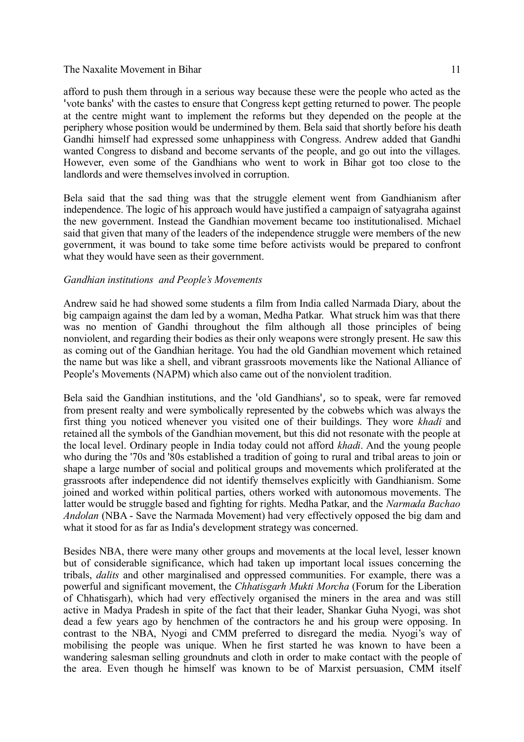afford to push them through in a serious way because these were the people who acted as the 'vote banks' with the castes to ensure that Congress kept getting returned to power. The people at the centre might want to implement the reforms but they depended on the people at the periphery whose position would be undermined by them. Bela said that shortly before his death Gandhi himself had expressed some unhappiness with Congress. Andrew added that Gandhi wanted Congress to disband and become servants of the people, and go out into the villages. However, even some of the Gandhians who went to work in Bihar got too close to the landlords and were themselves involved in corruption.

Bela said that the sad thing was that the struggle element went from Gandhianism after independence. The logic of his approach would have justified a campaign of satyagraha against the new government. Instead the Gandhian movement became too institutionalised. Michael said that given that many of the leaders of the independence struggle were members of the new government, it was bound to take some time before activists would be prepared to confront what they would have seen as their government.

*Gandhian institutions and People's Movements*

Andrew said he had showed some students a film from India called Narmada Diary, about the big campaign against the dam led by a woman, Medha Patkar. What struck him was that there was no mention of Gandhi throughout the film although all those principles of being nonviolent, and regarding their bodies as their only weapons were strongly present. He saw this as coming out of the Gandhian heritage. You had the old Gandhian movement which retained the name but was like a shell, and vibrant grassroots movements like the National Alliance of People's Movements (NAPM) which also came out of the nonviolent tradition.

Bela said the Gandhian institutions, and the 'old Gandhians', so to speak, were far removed from present realty and were symbolically represented by the cobwebs which was always the first thing you noticed whenever you visited one of their buildings. They wore *khadi* and retained all the symbols of the Gandhian movement, but this did not resonate with the people at the local level. Ordinary people in India today could not afford *khadi*. And the young people who during the '70s and '80s established a tradition of going to rural and tribal areas to join or shape a large number of social and political groups and movements which proliferated at the grassroots after independence did not identify themselves explicitly with Gandhianism. Some joined and worked within political parties, others worked with autonomous movements. The latter would be struggle based and fighting for rights. Medha Patkar, and the *Narmada Bachao Andolan* (NBA - Save the Narmada Movement) had very effectively opposed the big dam and what it stood for as far as India's development strategy was concerned.

Besides NBA, there were many other groups and movements at the local level, lesser known but of considerable significance, which had taken up important local issues concerning the tribals, *dalits* and other marginalised and oppressed communities. For example, there was a powerful and significant movement, the *Chhatisgarh Mukti Morcha* (Forum for the Liberation of Chhatisgarh), which had very effectively organised the miners in the area and was still active in Madya Pradesh in spite of the fact that their leader, Shankar Guha Nyogi, was shot dead a few years ago by henchmen of the contractors he and his group were opposing. In contrast to the NBA, Nyogi and CMM preferred to disregard the media. Nyogi's way of mobilising the people was unique. When he first started he was known to have been a wandering salesman selling groundnuts and cloth in order to make contact with the people of the area. Even though he himself was known to be of Marxist persuasion, CMM itself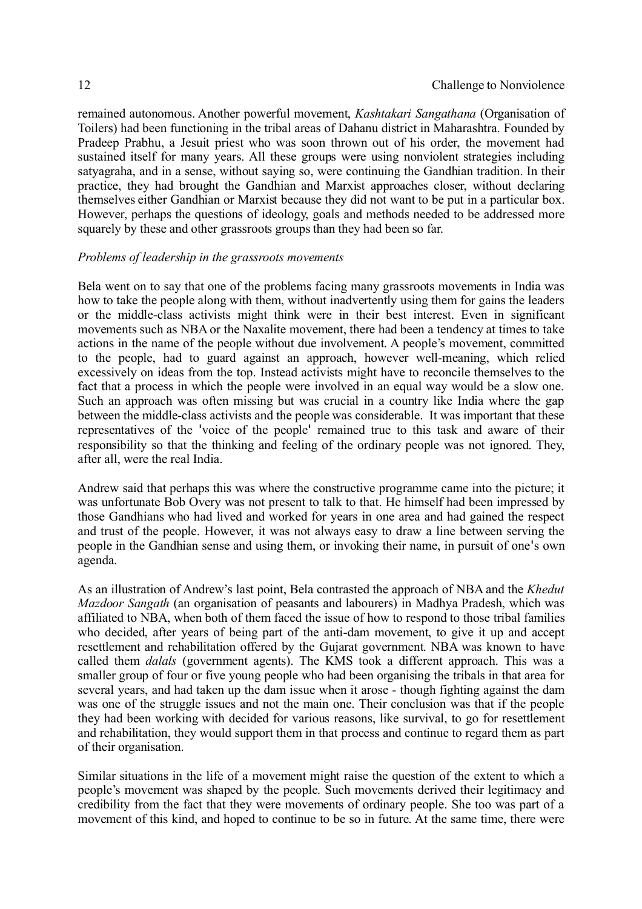remained autonomous. Another powerful movement, *Kashtakari Sangathana* (Organisation of Toilers) had been functioning in the tribal areas of Dahanu district in Maharashtra. Founded by Pradeep Prabhu, a Jesuit priest who was soon thrown out of his order, the movement had sustained itself for many years. All these groups were using nonviolent strategies including satyagraha, and in a sense, without saying so, were continuing the Gandhian tradition. In their practice, they had brought the Gandhian and Marxist approaches closer, without declaring themselves either Gandhian or Marxist because they did not want to be put in a particular box. However, perhaps the questions of ideology, goals and methods needed to be addressed more squarely by these and other grassroots groups than they had been so far.

*Problems of leadership in the grassroots movements*

Bela went on to say that one of the problems facing many grassroots movements in India was how to take the people along with them, without inadvertently using them for gains the leaders or the middle-class activists might think were in their best interest. Even in significant movements such as NBA or the Naxalite movement, there had been a tendency at times to take actions in the name of the people without due involvement. A people's movement, committed to the people, had to guard against an approach, however well-meaning, which relied excessively on ideas from the top. Instead activists might have to reconcile themselves to the fact that a process in which the people were involved in an equal way would be a slow one. Such an approach was often missing but was crucial in a country like India where the gap between the middle-class activists and the people was considerable. It was important that these representatives of the 'voice of the people' remained true to this task and aware of their responsibility so that the thinking and feeling of the ordinary people was not ignored. They, after all, were the real India.

Andrew said that perhaps this was where the constructive programme came into the picture; it was unfortunate Bob Overy was not present to talk to that. He himself had been impressed by those Gandhians who had lived and worked for years in one area and had gained the respect and trust of the people. However, it was not always easy to draw a line between serving the people in the Gandhian sense and using them, or invoking their name, in pursuit of one's own agenda.

As an illustration of Andrew's last point, Bela contrasted the approach of NBA and the *Khedut Mazdoor Sangath* (an organisation of peasants and labourers) in Madhya Pradesh, which was affiliated to NBA, when both of them faced the issue of how to respond to those tribal families who decided, after years of being part of the anti-dam movement, to give it up and accept resettlement and rehabilitation offered by the Gujarat government. NBA was known to have called them *dalals* (government agents). The KMS took a different approach. This was a smaller group of four or five young people who had been organising the tribals in that area for several years, and had taken up the dam issue when it arose - though fighting against the dam was one of the struggle issues and not the main one. Their conclusion was that if the people they had been working with decided for various reasons, like survival, to go for resettlement and rehabilitation, they would support them in that process and continue to regard them as part of their organisation.

Similar situations in the life of a movement might raise the question of the extent to which a people's movement was shaped by the people. Such movements derived their legitimacy and credibility from the fact that they were movements of ordinary people. She too was part of a movement of this kind, and hoped to continue to be so in future. At the same time, there were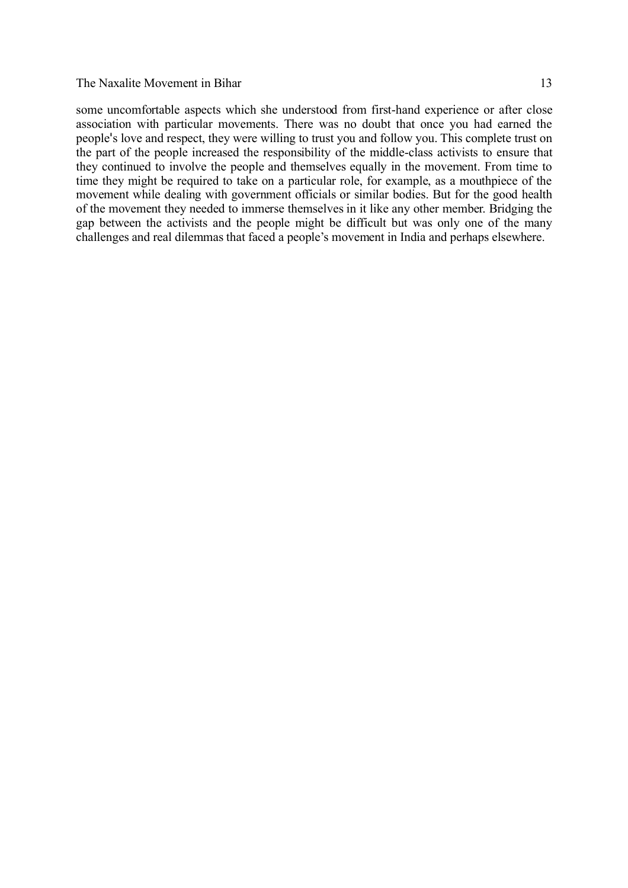some uncomfortable aspects which she understood from first-hand experience or after close association with particular movements. There was no doubt that once you had earned the people's love and respect, they were willing to trust you and follow you. This complete trust on the part of the people increased the responsibility of the middle-class activists to ensure that they continued to involve the people and themselves equally in the movement. From time to time they might be required to take on a particular role, for example, as a mouthpiece of the movement while dealing with government officials or similar bodies. But for the good health of the movement they needed to immerse themselves in it like any other member. Bridging the gap between the activists and the people might be difficult but was only one of the many challenges and real dilemmas that faced a people's movement in India and perhaps elsewhere.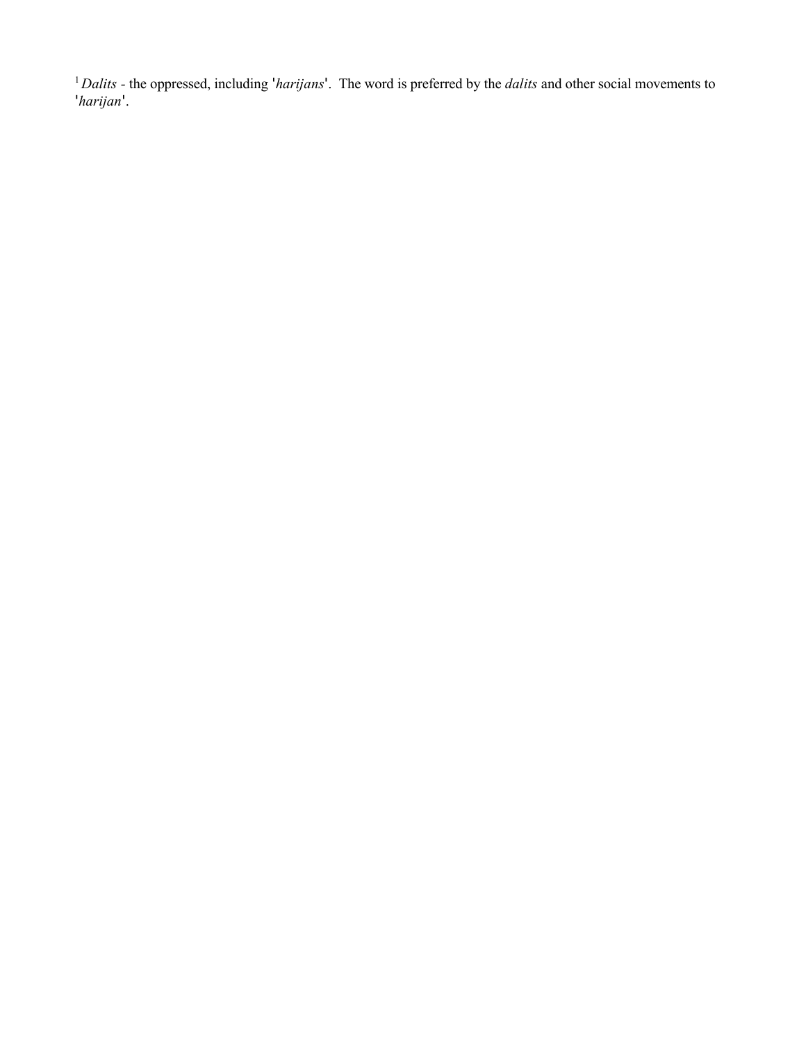[1] *Dalits* - the oppressed, including '*harijans*'. The word is preferred by the *dalits* and other social movements to '*harijan*'.